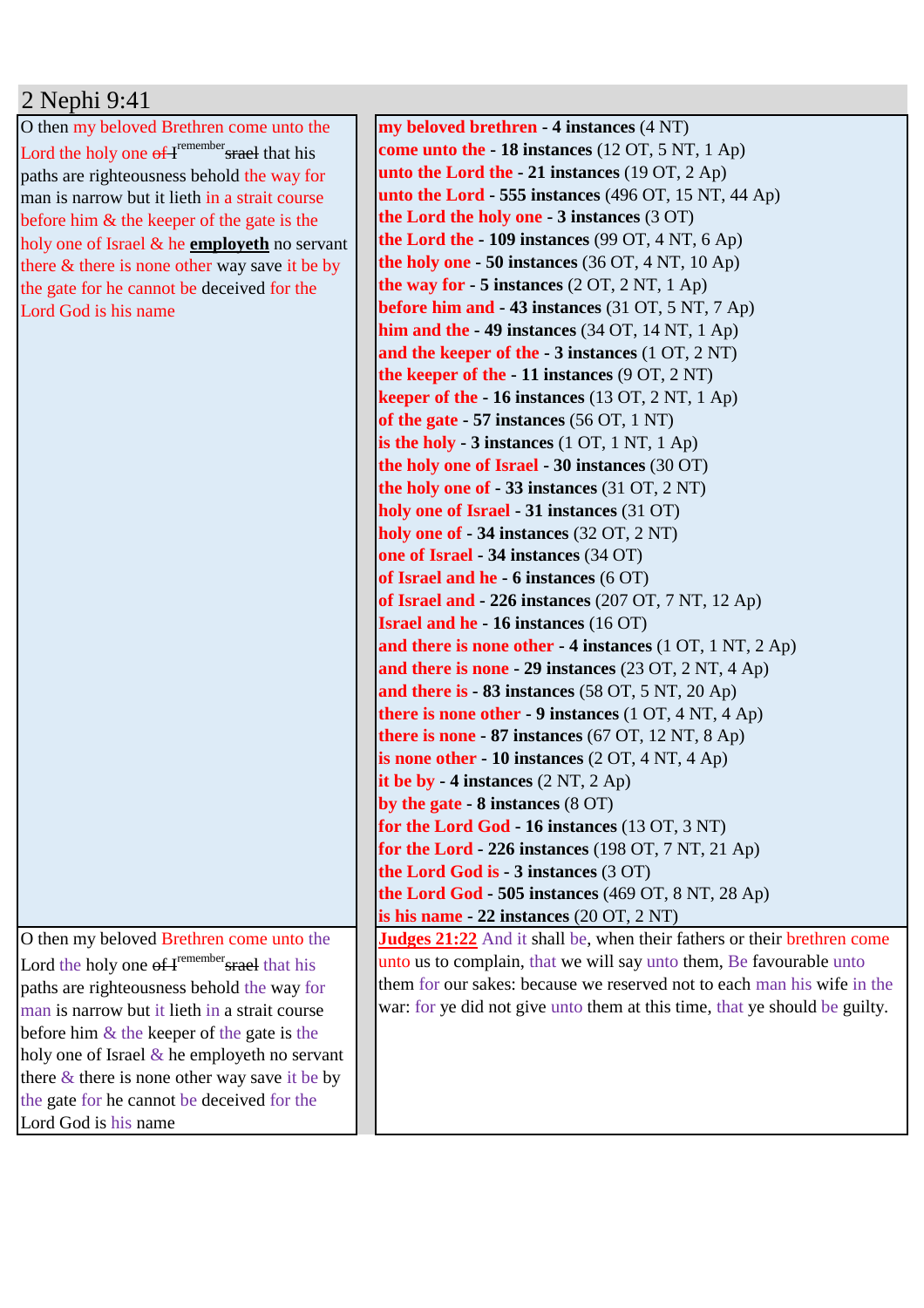# 2 Nephi 9:41

| | |
|---|---|
| O then my beloved Brethren come unto the Lord the holy one ~~of I~~[remember]~~srael~~ that his paths are righteousness behold the way for man is narrow but it lieth in a strait course before him & the keeper of the gate is the holy one of Israel & he **employeth** no servant there & there is none other way save it be by the gate for he cannot be deceived for the Lord God is his name | **my beloved brethren - 4 instances** (4 NT)<br>**come unto the - 18 instances** (12 OT, 5 NT, 1 Ap)<br>**unto the Lord the - 21 instances** (19 OT, 2 Ap)<br>**unto the Lord - 555 instances** (496 OT, 15 NT, 44 Ap)<br>**the Lord the holy one - 3 instances** (3 OT)<br>**the Lord the - 109 instances** (99 OT, 4 NT, 6 Ap)<br>**the holy one - 50 instances** (36 OT, 4 NT, 10 Ap)<br>**the way for - 5 instances** (2 OT, 2 NT, 1 Ap)<br>**before him and - 43 instances** (31 OT, 5 NT, 7 Ap)<br>**him and the - 49 instances** (34 OT, 14 NT, 1 Ap)<br>**and the keeper of the - 3 instances** (1 OT, 2 NT)<br>**the keeper of the - 11 instances** (9 OT, 2 NT)<br>**keeper of the - 16 instances** (13 OT, 2 NT, 1 Ap)<br>**of the gate - 57 instances** (56 OT, 1 NT)<br>**is the holy - 3 instances** (1 OT, 1 NT, 1 Ap)<br>**the holy one of Israel - 30 instances** (30 OT)<br>**the holy one of - 33 instances** (31 OT, 2 NT)<br>**holy one of Israel - 31 instances** (31 OT)<br>**holy one of - 34 instances** (32 OT, 2 NT)<br>**one of Israel - 34 instances** (34 OT)<br>**of Israel and he - 6 instances** (6 OT)<br>**of Israel and - 226 instances** (207 OT, 7 NT, 12 Ap)<br>**Israel and he - 16 instances** (16 OT)<br>**and there is none other - 4 instances** (1 OT, 1 NT, 2 Ap)<br>**and there is none - 29 instances** (23 OT, 2 NT, 4 Ap)<br>**and there is - 83 instances** (58 OT, 5 NT, 20 Ap)<br>**there is none other - 9 instances** (1 OT, 4 NT, 4 Ap)<br>**there is none - 87 instances** (67 OT, 12 NT, 8 Ap)<br>**is none other - 10 instances** (2 OT, 4 NT, 4 Ap)<br>**it be by - 4 instances** (2 NT, 2 Ap)<br>**by the gate - 8 instances** (8 OT)<br>**for the Lord God - 16 instances** (13 OT, 3 NT)<br>**for the Lord - 226 instances** (198 OT, 7 NT, 21 Ap)<br>**the Lord God is - 3 instances** (3 OT)<br>**the Lord God - 505 instances** (469 OT, 8 NT, 28 Ap)<br>**is his name - 22 instances** (20 OT, 2 NT) |
| O then my beloved Brethren come unto the Lord the holy one ~~of I~~[remember]~~srael~~ that his paths are righteousness behold the way for man is narrow but it lieth in a strait course before him & the keeper of the gate is the holy one of Israel & he employeth no servant there & there is none other way save it be by the gate for he cannot be deceived for the Lord God is his name | **Judges 21:22** And it shall be, when their fathers or their brethren come unto us to complain, that we will say unto them, Be favourable unto them for our sakes: because we reserved not to each man his wife in the war: for ye did not give unto them at this time, that ye should be guilty. |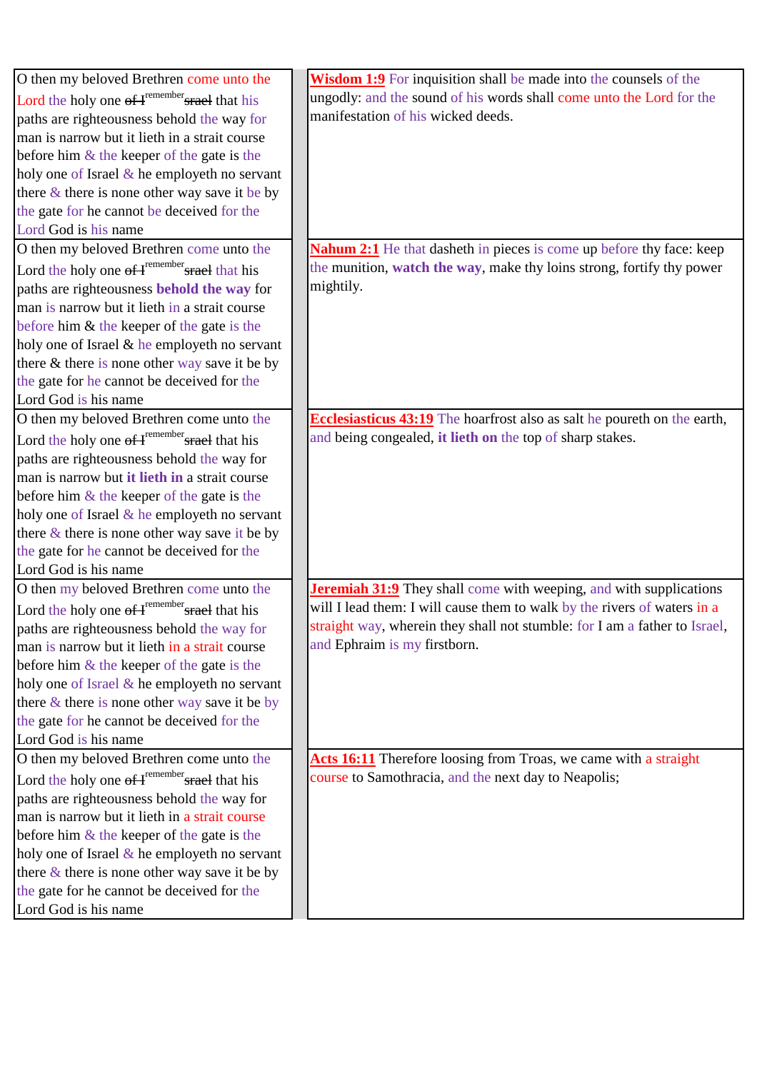| | |
|---|---|
| O then my beloved Brethren come unto the Lord the holy one ~~of I~~[remember]~~srael~~ that his paths are righteousness behold the way for man is narrow but it lieth in a strait course before him & the keeper of the gate is the holy one of Israel & he employeth no servant there & there is none other way save it be by the gate for he cannot be deceived for the Lord God is his name | **Wisdom 1:9** For inquisition shall be made into the counsels of the ungodly: and the sound of his words shall come unto the Lord for the manifestation of his wicked deeds. |
| O then my beloved Brethren come unto the Lord the holy one ~~of I~~[remember]~~srael~~ that his paths are righteousness **behold the way** for man is narrow but it lieth in a strait course before him & the keeper of the gate is the holy one of Israel & he employeth no servant there & there is none other way save it be by the gate for he cannot be deceived for the Lord God is his name | **Nahum 2:1** He that dasheth in pieces is come up before thy face: keep the munition, **watch the way**, make thy loins strong, fortify thy power mightily. |
| O then my beloved Brethren come unto the Lord the holy one ~~of I~~[remember]~~srael~~ that his paths are righteousness behold the way for man is narrow but **it lieth in** a strait course before him & the keeper of the gate is the holy one of Israel & he employeth no servant there & there is none other way save it be by the gate for he cannot be deceived for the Lord God is his name | **Ecclesiasticus 43:19** The hoarfrost also as salt he poureth on the earth, and being congealed, **it lieth on** the top of sharp stakes. |
| O then my beloved Brethren come unto the Lord the holy one ~~of I~~[remember]~~srael~~ that his paths are righteousness behold the way for man is narrow but it lieth in a strait course before him & the keeper of the gate is the holy one of Israel & he employeth no servant there & there is none other way save it be by the gate for he cannot be deceived for the Lord God is his name | **Jeremiah 31:9** They shall come with weeping, and with supplications will I lead them: I will cause them to walk by the rivers of waters in a straight way, wherein they shall not stumble: for I am a father to Israel, and Ephraim is my firstborn. |
| O then my beloved Brethren come unto the Lord the holy one ~~of I~~[remember]~~srael~~ that his paths are righteousness behold the way for man is narrow but it lieth in a strait course before him & the keeper of the gate is the holy one of Israel & he employeth no servant there & there is none other way save it be by the gate for he cannot be deceived for the Lord God is his name | **Acts 16:11** Therefore loosing from Troas, we came with a straight course to Samothracia, and the next day to Neapolis; |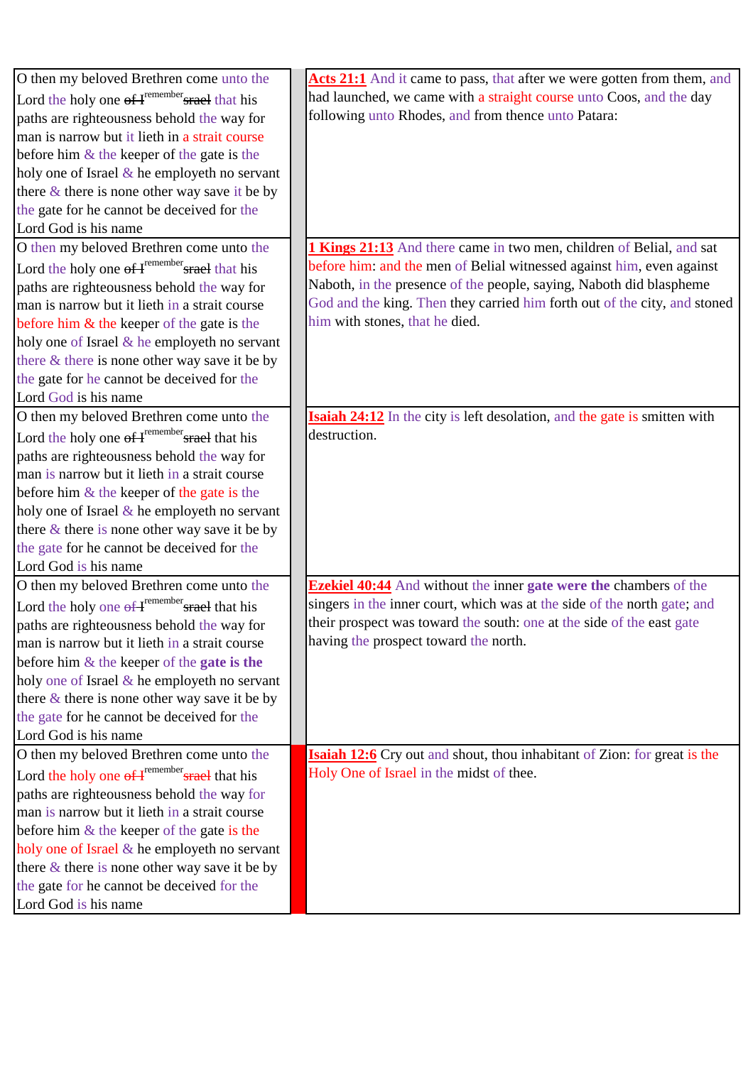| | | |
|---|---|---|
| O then my beloved Brethren come unto the Lord the holy one ~~of I~~remember~~srael~~ that his paths are righteousness behold the way for man is narrow but it lieth in a strait course before him & the keeper of the gate is the holy one of Israel & he employeth no servant there & there is none other way save it be by the gate for he cannot be deceived for the Lord God is his name | | **Acts 21:1** And it came to pass, that after we were gotten from them, and had launched, we came with a straight course unto Coos, and the day following unto Rhodes, and from thence unto Patara: |
| O then my beloved Brethren come unto the Lord the holy one ~~of I~~remember~~srael~~ that his paths are righteousness behold the way for man is narrow but it lieth in a strait course before him & the keeper of the gate is the holy one of Israel & he employeth no servant there & there is none other way save it be by the gate for he cannot be deceived for the Lord God is his name | | **1 Kings 21:13** And there came in two men, children of Belial, and sat before him: and the men of Belial witnessed against him, even against Naboth, in the presence of the people, saying, Naboth did blaspheme God and the king. Then they carried him forth out of the city, and stoned him with stones, that he died. |
| O then my beloved Brethren come unto the Lord the holy one ~~of I~~remember~~srael~~ that his paths are righteousness behold the way for man is narrow but it lieth in a strait course before him & the keeper of the gate is the holy one of Israel & he employeth no servant there & there is none other way save it be by the gate for he cannot be deceived for the Lord God is his name | | **Isaiah 24:12** In the city is left desolation, and the gate is smitten with destruction. |
| O then my beloved Brethren come unto the Lord the holy one ~~of I~~remember~~srael~~ that his paths are righteousness behold the way for man is narrow but it lieth in a strait course before him & the keeper of the **gate is the** holy one of Israel & he employeth no servant there & there is none other way save it be by the gate for he cannot be deceived for the Lord God is his name | | **Ezekiel 40:44** And without the inner **gate were the** chambers of the singers in the inner court, which was at the side of the north gate; and their prospect was toward the south: one at the side of the east gate having the prospect toward the north. |
| O then my beloved Brethren come unto the Lord the holy one ~~of I~~remember~~srael~~ that his paths are righteousness behold the way for man is narrow but it lieth in a strait course before him & the keeper of the gate is the holy one of Israel & he employeth no servant there & there is none other way save it be by the gate for he cannot be deceived for the Lord God is his name | | **Isaiah 12:6** Cry out and shout, thou inhabitant of Zion: for great is the Holy One of Israel in the midst of thee. |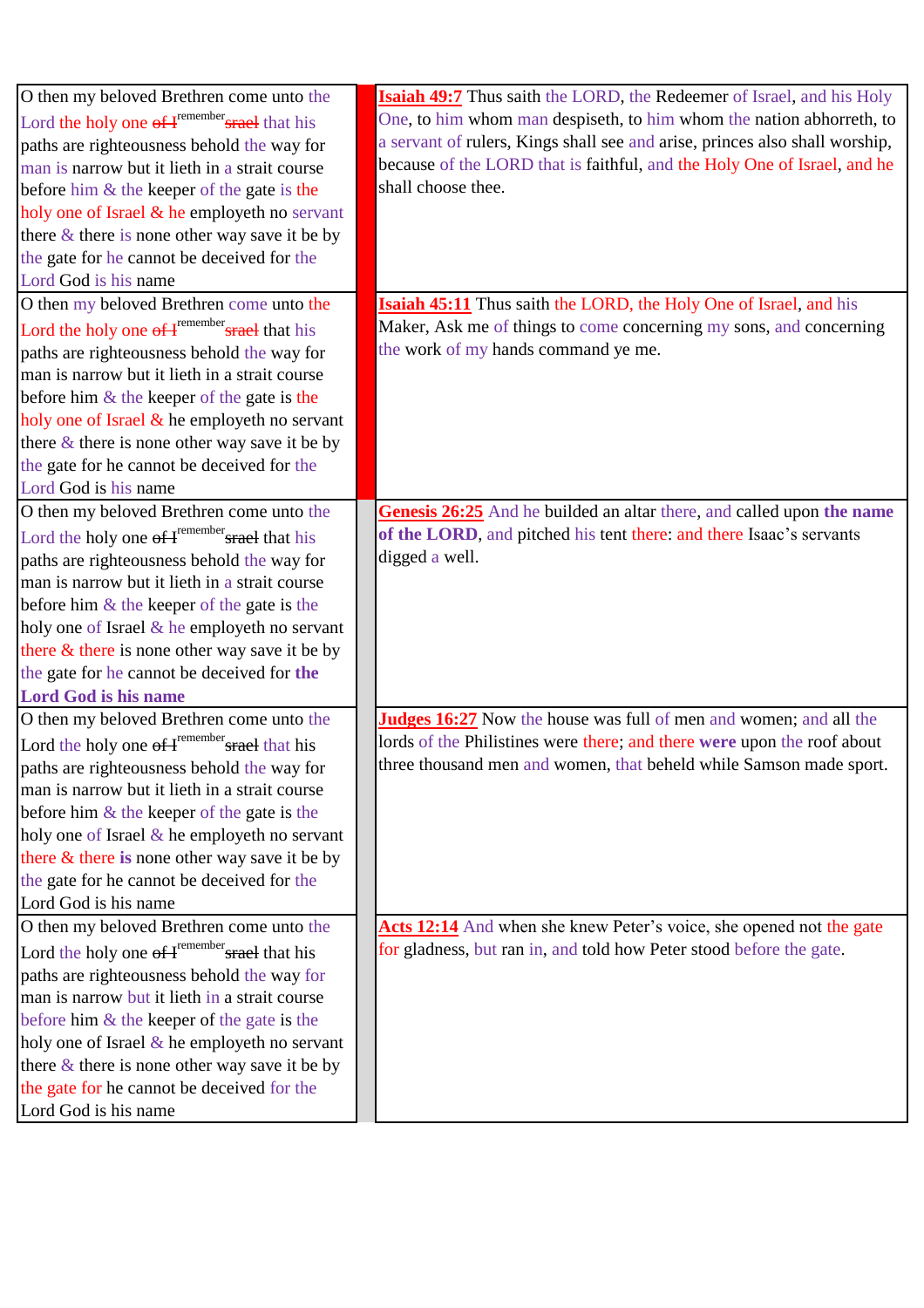| | | |
|---|---|---|
| O then my beloved Brethren come unto the Lord the holy one ~~of I~~ remember ~~srael~~ that his paths are righteousness behold the way for man is narrow but it lieth in a strait course before him & the keeper of the gate is the holy one of Israel & he employeth no servant there & there is none other way save it be by the gate for he cannot be deceived for the Lord God is his name | | **Isaiah 49:7** Thus saith the LORD, the Redeemer of Israel, and his Holy One, to him whom man despiseth, to him whom the nation abhorreth, to a servant of rulers, Kings shall see and arise, princes also shall worship, because of the LORD that is faithful, and the Holy One of Israel, and he shall choose thee. |
| O then my beloved Brethren come unto the Lord the holy one ~~of I~~ remember ~~srael~~ that his paths are righteousness behold the way for man is narrow but it lieth in a strait course before him & the keeper of the gate is the holy one of Israel & he employeth no servant there & there is none other way save it be by the gate for he cannot be deceived for the Lord God is his name | | **Isaiah 45:11** Thus saith the LORD, the Holy One of Israel, and his Maker, Ask me of things to come concerning my sons, and concerning the work of my hands command ye me. |
| O then my beloved Brethren come unto the Lord the holy one ~~of I~~ remember ~~srael~~ that his paths are righteousness behold the way for man is narrow but it lieth in a strait course before him & the keeper of the gate is the holy one of Israel & he employeth no servant there & there is none other way save it be by the gate for he cannot be deceived for **the Lord God is his name** | | **Genesis 26:25** And he builded an altar there, and called upon **the name of the LORD**, and pitched his tent there: and there Isaac's servants digged a well. |
| O then my beloved Brethren come unto the Lord the holy one ~~of I~~ remember ~~srael~~ that his paths are righteousness behold the way for man is narrow but it lieth in a strait course before him & the keeper of the gate is the holy one of Israel & he employeth no servant there & there **is** none other way save it be by the gate for he cannot be deceived for the Lord God is his name | | **Judges 16:27** Now the house was full of men and women; and all the lords of the Philistines were there; and there **were** upon the roof about three thousand men and women, that beheld while Samson made sport. |
| O then my beloved Brethren come unto the Lord the holy one ~~of I~~ remember ~~srael~~ that his paths are righteousness behold the way for man is narrow but it lieth in a strait course before him & the keeper of the gate is the holy one of Israel & he employeth no servant there & there is none other way save it be by the gate for he cannot be deceived for the Lord God is his name | | **Acts 12:14** And when she knew Peter's voice, she opened not the gate for gladness, but ran in, and told how Peter stood before the gate. |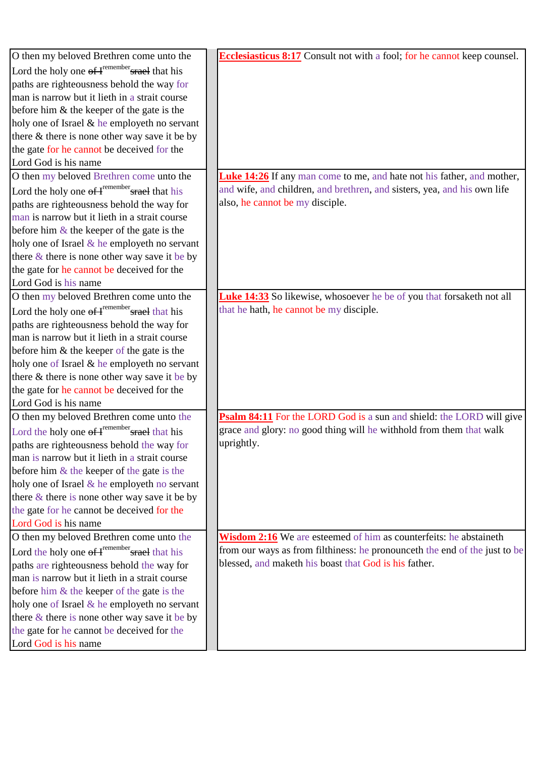| | |
|---|---|
| O then my beloved Brethren come unto the Lord the holy one ~~of I~~[remember]~~srael~~ that his paths are righteousness behold the way for man is narrow but it lieth in a strait course before him & the keeper of the gate is the holy one of Israel & he employeth no servant there & there is none other way save it be by the gate for he cannot be deceived for the Lord God is his name | **Ecclesiasticus 8:17** Consult not with a fool; for he cannot keep counsel. |
| O then my beloved Brethren come unto the Lord the holy one ~~of I~~[remember]~~srael~~ that his paths are righteousness behold the way for man is narrow but it lieth in a strait course before him & the keeper of the gate is the holy one of Israel & he employeth no servant there & there is none other way save it be by the gate for he cannot be deceived for the Lord God is his name | **Luke 14:26** If any man come to me, and hate not his father, and mother, and wife, and children, and brethren, and sisters, yea, and his own life also, he cannot be my disciple. |
| O then my beloved Brethren come unto the Lord the holy one ~~of I~~[remember]~~srael~~ that his paths are righteousness behold the way for man is narrow but it lieth in a strait course before him & the keeper of the gate is the holy one of Israel & he employeth no servant there & there is none other way save it be by the gate for he cannot be deceived for the Lord God is his name | **Luke 14:33** So likewise, whosoever he be of you that forsaketh not all that he hath, he cannot be my disciple. |
| O then my beloved Brethren come unto the Lord the holy one ~~of I~~[remember]~~srael~~ that his paths are righteousness behold the way for man is narrow but it lieth in a strait course before him & the keeper of the gate is the holy one of Israel & he employeth no servant there & there is none other way save it be by the gate for he cannot be deceived for the Lord God is his name | **Psalm 84:11** For the LORD God is a sun and shield: the LORD will give grace and glory: no good thing will he withhold from them that walk uprightly. |
| O then my beloved Brethren come unto the Lord the holy one ~~of I~~[remember]~~srael~~ that his paths are righteousness behold the way for man is narrow but it lieth in a strait course before him & the keeper of the gate is the holy one of Israel & he employeth no servant there & there is none other way save it be by the gate for he cannot be deceived for the Lord God is his name | **Wisdom 2:16** We are esteemed of him as counterfeits: he abstaineth from our ways as from filthiness: he pronounceth the end of the just to be blessed, and maketh his boast that God is his father. |